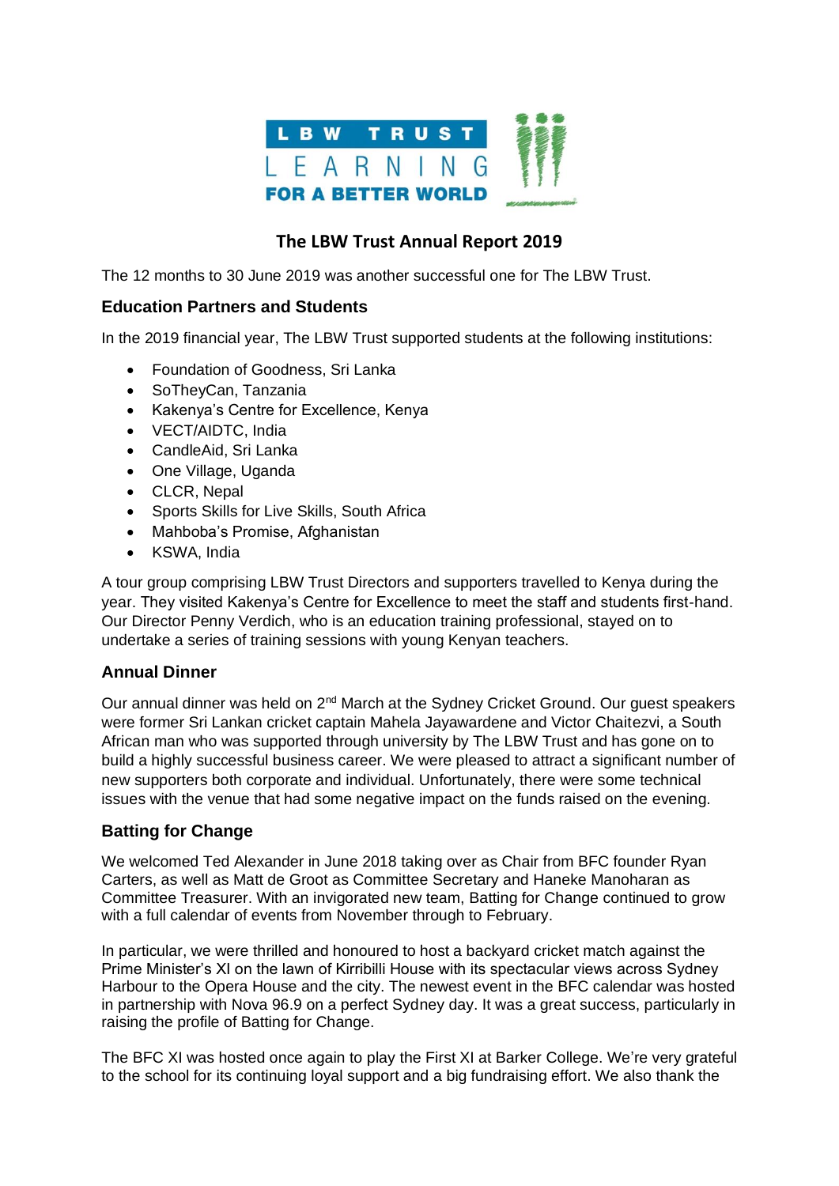LBW TRUST
LEARNING
FOR A BETTER WORLD

# The LBW Trust Annual Report 2019

The 12 months to 30 June 2019 was another successful one for The LBW Trust.

## Education Partners and Students

In the 2019 financial year, The LBW Trust supported students at the following institutions:

- Foundation of Goodness, Sri Lanka
- SoTheyCan, Tanzania
- Kakenya's Centre for Excellence, Kenya
- VECT/AIDTC, India
- CandleAid, Sri Lanka
- One Village, Uganda
- CLCR, Nepal
- Sports Skills for Live Skills, South Africa
- Mahboba's Promise, Afghanistan
- KSWA, India

A tour group comprising LBW Trust Directors and supporters travelled to Kenya during the year. They visited Kakenya's Centre for Excellence to meet the staff and students first-hand. Our Director Penny Verdich, who is an education training professional, stayed on to undertake a series of training sessions with young Kenyan teachers.

## Annual Dinner

Our annual dinner was held on 2nd March at the Sydney Cricket Ground. Our guest speakers were former Sri Lankan cricket captain Mahela Jayawardene and Victor Chaitezvi, a South African man who was supported through university by The LBW Trust and has gone on to build a highly successful business career. We were pleased to attract a significant number of new supporters both corporate and individual. Unfortunately, there were some technical issues with the venue that had some negative impact on the funds raised on the evening.

## Batting for Change

We welcomed Ted Alexander in June 2018 taking over as Chair from BFC founder Ryan Carters, as well as Matt de Groot as Committee Secretary and Haneke Manoharan as Committee Treasurer. With an invigorated new team, Batting for Change continued to grow with a full calendar of events from November through to February.

In particular, we were thrilled and honoured to host a backyard cricket match against the Prime Minister's XI on the lawn of Kirribilli House with its spectacular views across Sydney Harbour to the Opera House and the city. The newest event in the BFC calendar was hosted in partnership with Nova 96.9 on a perfect Sydney day. It was a great success, particularly in raising the profile of Batting for Change.

The BFC XI was hosted once again to play the First XI at Barker College. We're very grateful to the school for its continuing loyal support and a big fundraising effort. We also thank the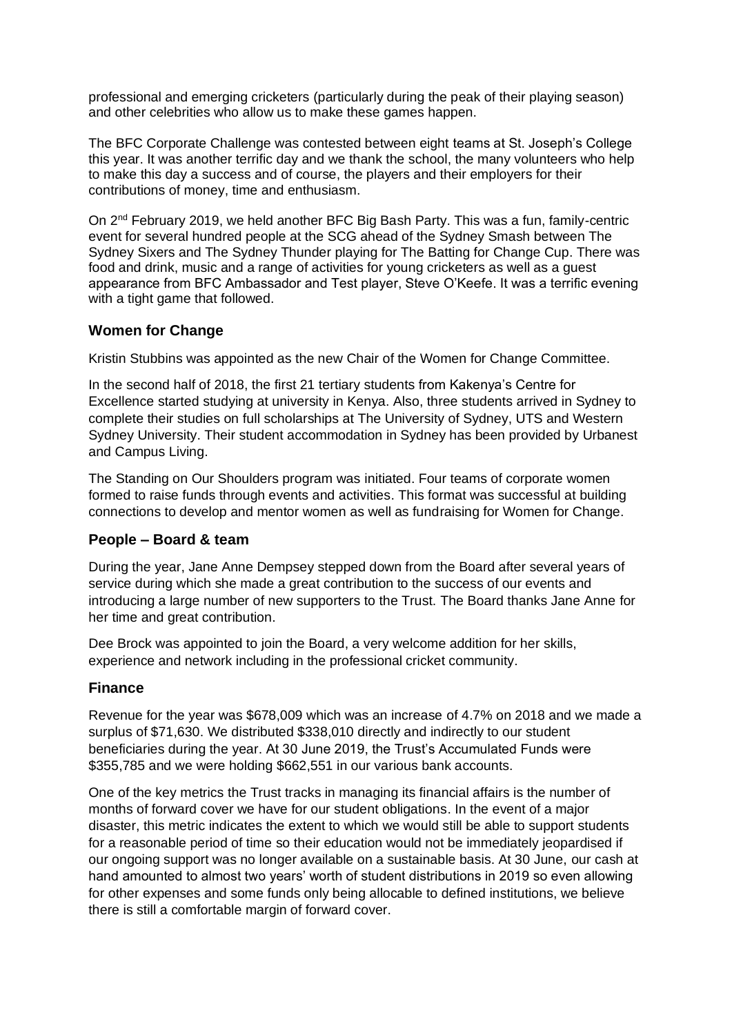professional and emerging cricketers (particularly during the peak of their playing season) and other celebrities who allow us to make these games happen.

The BFC Corporate Challenge was contested between eight teams at St. Joseph's College this year. It was another terrific day and we thank the school, the many volunteers who help to make this day a success and of course, the players and their employers for their contributions of money, time and enthusiasm.

On 2nd February 2019, we held another BFC Big Bash Party. This was a fun, family-centric event for several hundred people at the SCG ahead of the Sydney Smash between The Sydney Sixers and The Sydney Thunder playing for The Batting for Change Cup. There was food and drink, music and a range of activities for young cricketers as well as a guest appearance from BFC Ambassador and Test player, Steve O'Keefe. It was a terrific evening with a tight game that followed.

### Women for Change

Kristin Stubbins was appointed as the new Chair of the Women for Change Committee.

In the second half of 2018, the first 21 tertiary students from Kakenya's Centre for Excellence started studying at university in Kenya. Also, three students arrived in Sydney to complete their studies on full scholarships at The University of Sydney, UTS and Western Sydney University. Their student accommodation in Sydney has been provided by Urbanest and Campus Living.

The Standing on Our Shoulders program was initiated. Four teams of corporate women formed to raise funds through events and activities. This format was successful at building connections to develop and mentor women as well as fundraising for Women for Change.

### People – Board & team

During the year, Jane Anne Dempsey stepped down from the Board after several years of service during which she made a great contribution to the success of our events and introducing a large number of new supporters to the Trust. The Board thanks Jane Anne for her time and great contribution.

Dee Brock was appointed to join the Board, a very welcome addition for her skills, experience and network including in the professional cricket community.

### Finance

Revenue for the year was $678,009 which was an increase of 4.7% on 2018 and we made a surplus of $71,630. We distributed $338,010 directly and indirectly to our student beneficiaries during the year. At 30 June 2019, the Trust's Accumulated Funds were $355,785 and we were holding $662,551 in our various bank accounts.

One of the key metrics the Trust tracks in managing its financial affairs is the number of months of forward cover we have for our student obligations. In the event of a major disaster, this metric indicates the extent to which we would still be able to support students for a reasonable period of time so their education would not be immediately jeopardised if our ongoing support was no longer available on a sustainable basis. At 30 June, our cash at hand amounted to almost two years' worth of student distributions in 2019 so even allowing for other expenses and some funds only being allocable to defined institutions, we believe there is still a comfortable margin of forward cover.